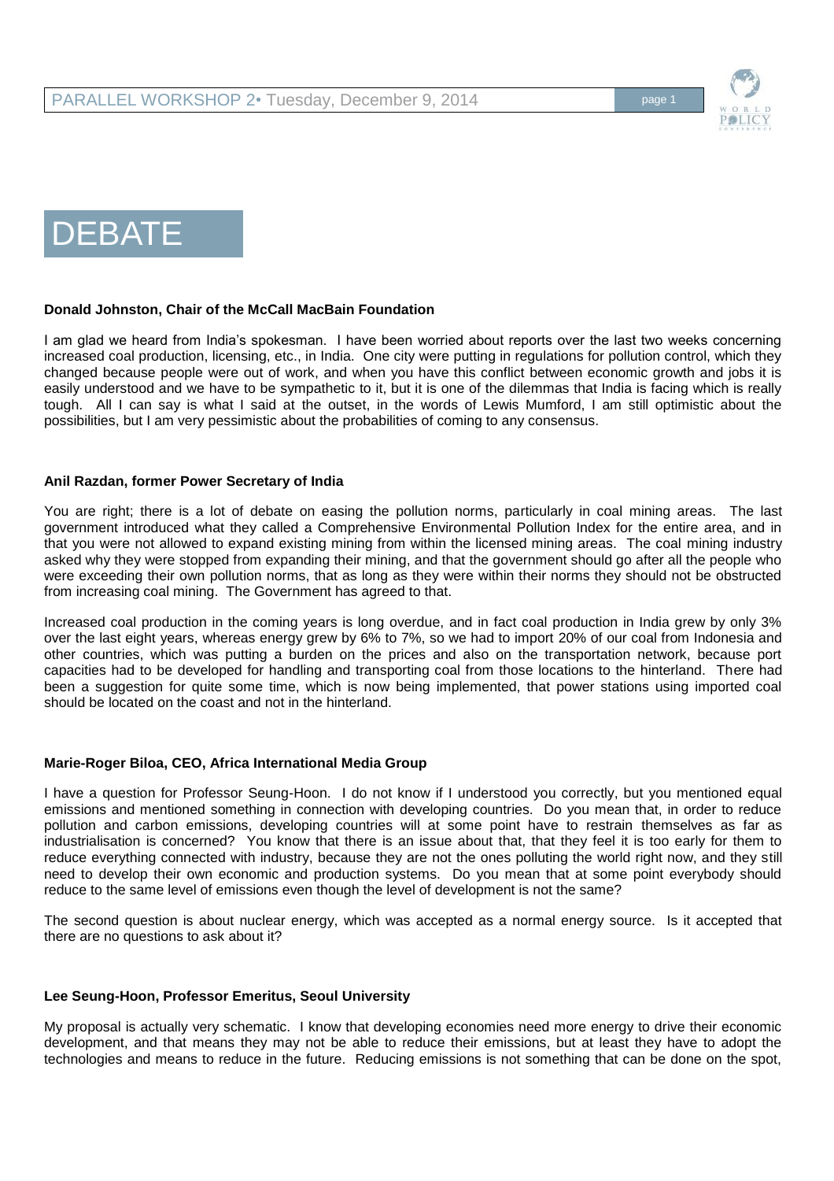# DEBATE

**Donald Johnston, Chair of the McCall MacBain Foundation**

I am glad we heard from India's spokesman. I have been worried about reports over the last two weeks concerning increased coal production, licensing, etc., in India. One city were putting in regulations for pollution control, which they changed because people were out of work, and when you have this conflict between economic growth and jobs it is easily understood and we have to be sympathetic to it, but it is one of the dilemmas that India is facing which is really tough. All I can say is what I said at the outset, in the words of Lewis Mumford, I am still optimistic about the possibilities, but I am very pessimistic about the probabilities of coming to any consensus.

**Anil Razdan, former Power Secretary of India**

You are right; there is a lot of debate on easing the pollution norms, particularly in coal mining areas. The last government introduced what they called a Comprehensive Environmental Pollution Index for the entire area, and in that you were not allowed to expand existing mining from within the licensed mining areas. The coal mining industry asked why they were stopped from expanding their mining, and that the government should go after all the people who were exceeding their own pollution norms, that as long as they were within their norms they should not be obstructed from increasing coal mining. The Government has agreed to that.

Increased coal production in the coming years is long overdue, and in fact coal production in India grew by only 3% over the last eight years, whereas energy grew by 6% to 7%, so we had to import 20% of our coal from Indonesia and other countries, which was putting a burden on the prices and also on the transportation network, because port capacities had to be developed for handling and transporting coal from those locations to the hinterland. There had been a suggestion for quite some time, which is now being implemented, that power stations using imported coal should be located on the coast and not in the hinterland.

**Marie-Roger Biloa, CEO, Africa International Media Group**

I have a question for Professor Seung-Hoon. I do not know if I understood you correctly, but you mentioned equal emissions and mentioned something in connection with developing countries. Do you mean that, in order to reduce pollution and carbon emissions, developing countries will at some point have to restrain themselves as far as industrialisation is concerned? You know that there is an issue about that, that they feel it is too early for them to reduce everything connected with industry, because they are not the ones polluting the world right now, and they still need to develop their own economic and production systems. Do you mean that at some point everybody should reduce to the same level of emissions even though the level of development is not the same?

The second question is about nuclear energy, which was accepted as a normal energy source. Is it accepted that there are no questions to ask about it?

**Lee Seung-Hoon, Professor Emeritus, Seoul University**

My proposal is actually very schematic. I know that developing economies need more energy to drive their economic development, and that means they may not be able to reduce their emissions, but at least they have to adopt the technologies and means to reduce in the future. Reducing emissions is not something that can be done on the spot,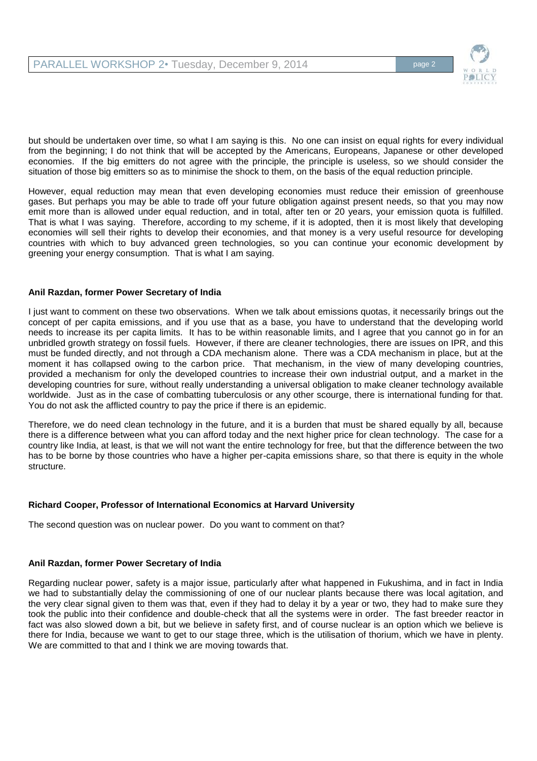but should be undertaken over time, so what I am saying is this. No one can insist on equal rights for every individual from the beginning; I do not think that will be accepted by the Americans, Europeans, Japanese or other developed economies. If the big emitters do not agree with the principle, the principle is useless, so we should consider the situation of those big emitters so as to minimise the shock to them, on the basis of the equal reduction principle.

However, equal reduction may mean that even developing economies must reduce their emission of greenhouse gases. But perhaps you may be able to trade off your future obligation against present needs, so that you may now emit more than is allowed under equal reduction, and in total, after ten or 20 years, your emission quota is fulfilled. That is what I was saying. Therefore, according to my scheme, if it is adopted, then it is most likely that developing economies will sell their rights to develop their economies, and that money is a very useful resource for developing countries with which to buy advanced green technologies, so you can continue your economic development by greening your energy consumption. That is what I am saying.

**Anil Razdan, former Power Secretary of India**

I just want to comment on these two observations. When we talk about emissions quotas, it necessarily brings out the concept of per capita emissions, and if you use that as a base, you have to understand that the developing world needs to increase its per capita limits. It has to be within reasonable limits, and I agree that you cannot go in for an unbridled growth strategy on fossil fuels. However, if there are cleaner technologies, there are issues on IPR, and this must be funded directly, and not through a CDA mechanism alone. There was a CDA mechanism in place, but at the moment it has collapsed owing to the carbon price. That mechanism, in the view of many developing countries, provided a mechanism for only the developed countries to increase their own industrial output, and a market in the developing countries for sure, without really understanding a universal obligation to make cleaner technology available worldwide. Just as in the case of combatting tuberculosis or any other scourge, there is international funding for that. You do not ask the afflicted country to pay the price if there is an epidemic.

Therefore, we do need clean technology in the future, and it is a burden that must be shared equally by all, because there is a difference between what you can afford today and the next higher price for clean technology. The case for a country like India, at least, is that we will not want the entire technology for free, but that the difference between the two has to be borne by those countries who have a higher per-capita emissions share, so that there is equity in the whole structure.

**Richard Cooper, Professor of International Economics at Harvard University**

The second question was on nuclear power. Do you want to comment on that?

**Anil Razdan, former Power Secretary of India**

Regarding nuclear power, safety is a major issue, particularly after what happened in Fukushima, and in fact in India we had to substantially delay the commissioning of one of our nuclear plants because there was local agitation, and the very clear signal given to them was that, even if they had to delay it by a year or two, they had to make sure they took the public into their confidence and double-check that all the systems were in order. The fast breeder reactor in fact was also slowed down a bit, but we believe in safety first, and of course nuclear is an option which we believe is there for India, because we want to get to our stage three, which is the utilisation of thorium, which we have in plenty. We are committed to that and I think we are moving towards that.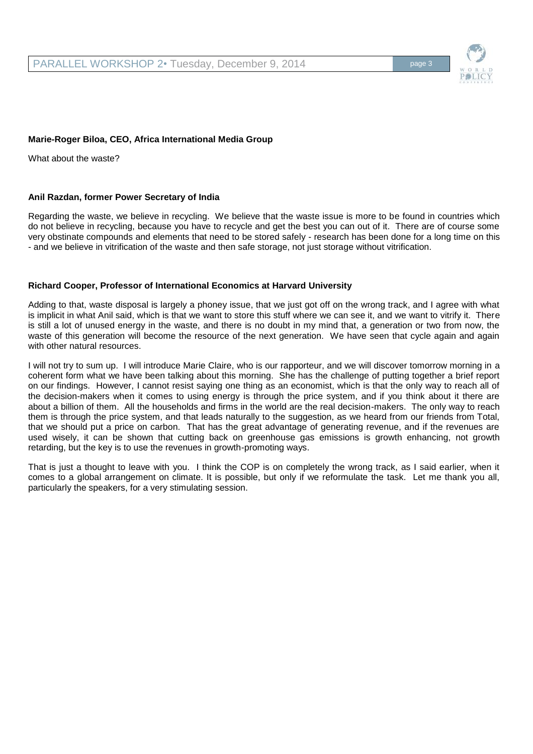**Marie-Roger Biloa, CEO, Africa International Media Group**

What about the waste?

**Anil Razdan, former Power Secretary of India**

Regarding the waste, we believe in recycling. We believe that the waste issue is more to be found in countries which do not believe in recycling, because you have to recycle and get the best you can out of it. There are of course some very obstinate compounds and elements that need to be stored safely - research has been done for a long time on this - and we believe in vitrification of the waste and then safe storage, not just storage without vitrification.

**Richard Cooper, Professor of International Economics at Harvard University**

Adding to that, waste disposal is largely a phoney issue, that we just got off on the wrong track, and I agree with what is implicit in what Anil said, which is that we want to store this stuff where we can see it, and we want to vitrify it. There is still a lot of unused energy in the waste, and there is no doubt in my mind that, a generation or two from now, the waste of this generation will become the resource of the next generation. We have seen that cycle again and again with other natural resources.

I will not try to sum up. I will introduce Marie Claire, who is our rapporteur, and we will discover tomorrow morning in a coherent form what we have been talking about this morning. She has the challenge of putting together a brief report on our findings. However, I cannot resist saying one thing as an economist, which is that the only way to reach all of the decision-makers when it comes to using energy is through the price system, and if you think about it there are about a billion of them. All the households and firms in the world are the real decision-makers. The only way to reach them is through the price system, and that leads naturally to the suggestion, as we heard from our friends from Total, that we should put a price on carbon. That has the great advantage of generating revenue, and if the revenues are used wisely, it can be shown that cutting back on greenhouse gas emissions is growth enhancing, not growth retarding, but the key is to use the revenues in growth-promoting ways.

That is just a thought to leave with you. I think the COP is on completely the wrong track, as I said earlier, when it comes to a global arrangement on climate. It is possible, but only if we reformulate the task. Let me thank you all, particularly the speakers, for a very stimulating session.